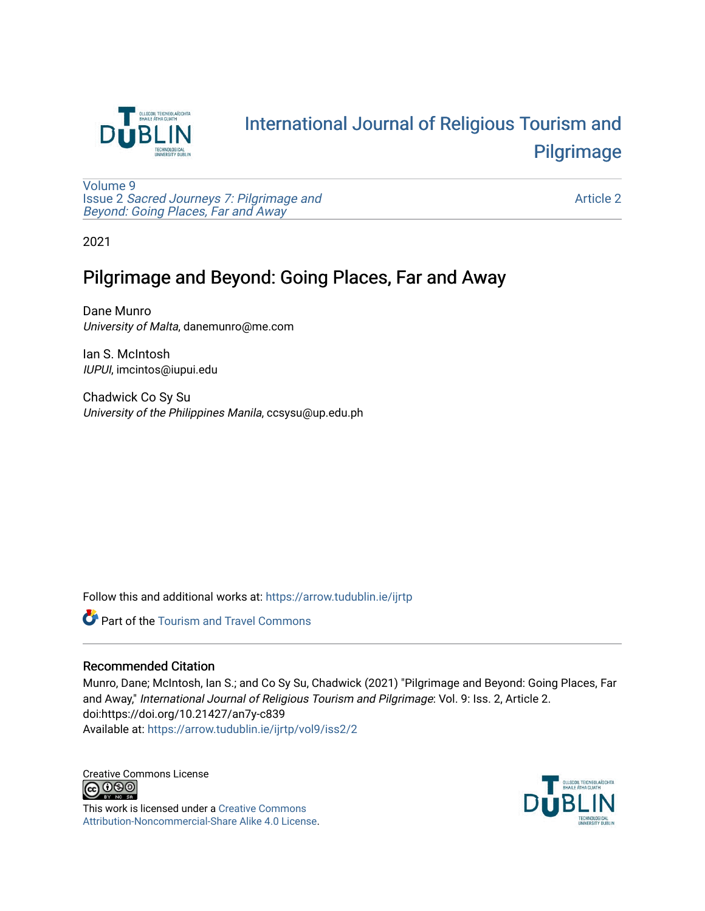# International Journal of Religious Tourism and Pilgrimage

Volume 9
Issue 2 *Sacred Journeys 7: Pilgrimage and Beyond: Going Places, Far and Away*

Article 2

2021

## Pilgrimage and Beyond: Going Places, Far and Away

Dane Munro
*University of Malta*, danemunro@me.com

Ian S. McIntosh
*IUPUI*, imcintos@iupui.edu

Chadwick Co Sy Su
*University of the Philippines Manila*, ccsysu@up.edu.ph

Follow this and additional works at: https://arrow.tudublin.ie/ijrtp

Part of the Tourism and Travel Commons

### Recommended Citation

Munro, Dane; McIntosh, Ian S.; and Co Sy Su, Chadwick (2021) "Pilgrimage and Beyond: Going Places, Far and Away," *International Journal of Religious Tourism and Pilgrimage*: Vol. 9: Iss. 2, Article 2.
doi:https://doi.org/10.21427/an7y-c839
Available at: https://arrow.tudublin.ie/ijrtp/vol9/iss2/2

Creative Commons License

This work is licensed under a Creative Commons Attribution-Noncommercial-Share Alike 4.0 License.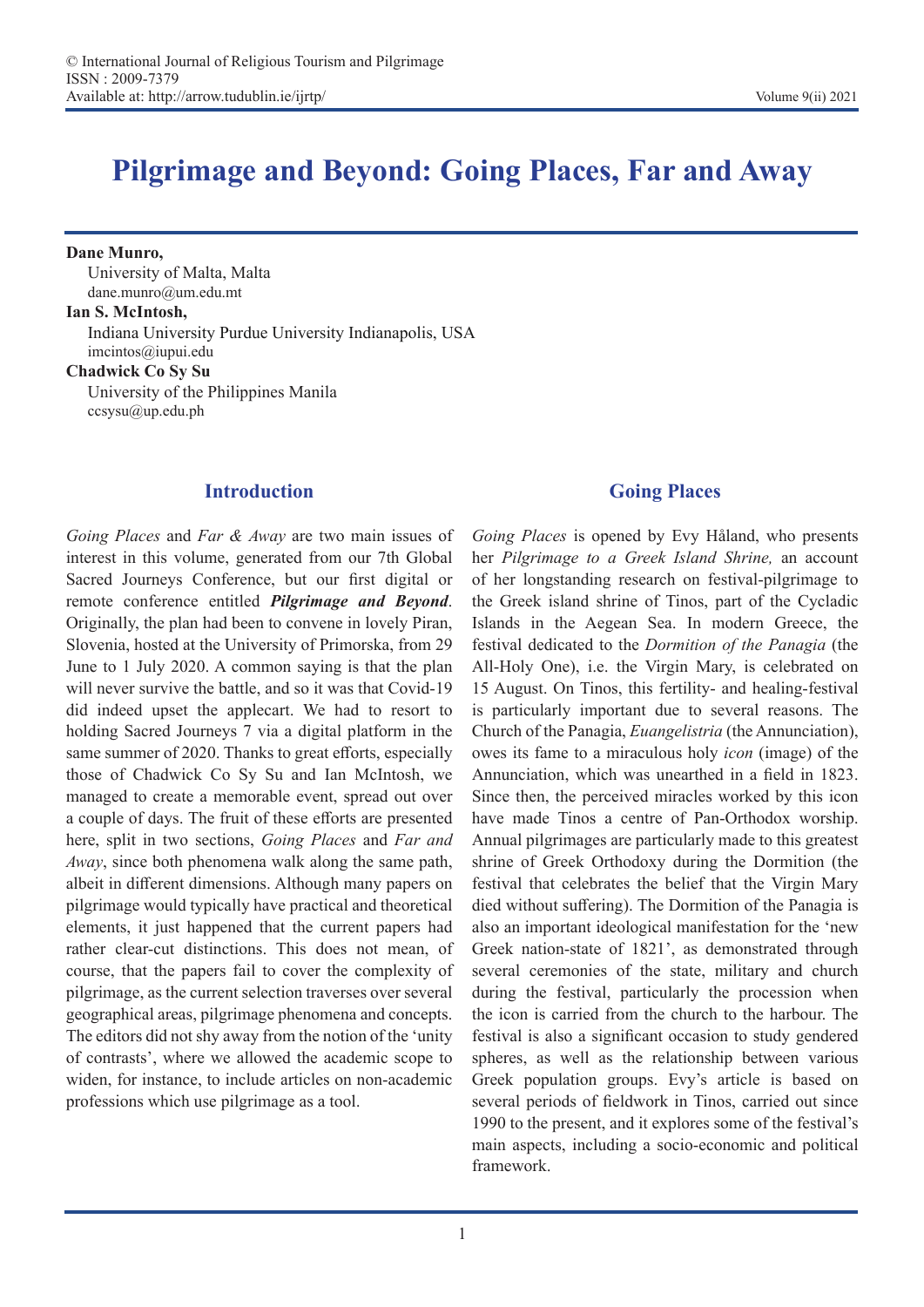# Pilgrimage and Beyond: Going Places, Far and Away

**Dane Munro,**
University of Malta, Malta
dane.munro@um.edu.mt

**Ian S. McIntosh,**
Indiana University Purdue University Indianapolis, USA
imcintos@iupui.edu

**Chadwick Co Sy Su**
University of the Philippines Manila
ccsysu@up.edu.ph

## Introduction

*Going Places* and *Far & Away* are two main issues of interest in this volume, generated from our 7th Global Sacred Journeys Conference, but our first digital or remote conference entitled ***Pilgrimage and Beyond***. Originally, the plan had been to convene in lovely Piran, Slovenia, hosted at the University of Primorska, from 29 June to 1 July 2020. A common saying is that the plan will never survive the battle, and so it was that Covid-19 did indeed upset the applecart. We had to resort to holding Sacred Journeys 7 via a digital platform in the same summer of 2020. Thanks to great efforts, especially those of Chadwick Co Sy Su and Ian McIntosh, we managed to create a memorable event, spread out over a couple of days. The fruit of these efforts are presented here, split in two sections, *Going Places* and *Far and Away*, since both phenomena walk along the same path, albeit in different dimensions. Although many papers on pilgrimage would typically have practical and theoretical elements, it just happened that the current papers had rather clear-cut distinctions. This does not mean, of course, that the papers fail to cover the complexity of pilgrimage, as the current selection traverses over several geographical areas, pilgrimage phenomena and concepts. The editors did not shy away from the notion of the 'unity of contrasts', where we allowed the academic scope to widen, for instance, to include articles on non-academic professions which use pilgrimage as a tool.

## Going Places

*Going Places* is opened by Evy Håland, who presents her *Pilgrimage to a Greek Island Shrine,* an account of her longstanding research on festival-pilgrimage to the Greek island shrine of Tinos, part of the Cycladic Islands in the Aegean Sea. In modern Greece, the festival dedicated to the *Dormition of the Panagia* (the All-Holy One), i.e. the Virgin Mary, is celebrated on 15 August. On Tinos, this fertility- and healing-festival is particularly important due to several reasons. The Church of the Panagia, *Euangelistria* (the Annunciation), owes its fame to a miraculous holy *icon* (image) of the Annunciation, which was unearthed in a field in 1823. Since then, the perceived miracles worked by this icon have made Tinos a centre of Pan-Orthodox worship. Annual pilgrimages are particularly made to this greatest shrine of Greek Orthodoxy during the Dormition (the festival that celebrates the belief that the Virgin Mary died without suffering). The Dormition of the Panagia is also an important ideological manifestation for the 'new Greek nation-state of 1821', as demonstrated through several ceremonies of the state, military and church during the festival, particularly the procession when the icon is carried from the church to the harbour. The festival is also a significant occasion to study gendered spheres, as well as the relationship between various Greek population groups. Evy's article is based on several periods of fieldwork in Tinos, carried out since 1990 to the present, and it explores some of the festival's main aspects, including a socio-economic and political framework.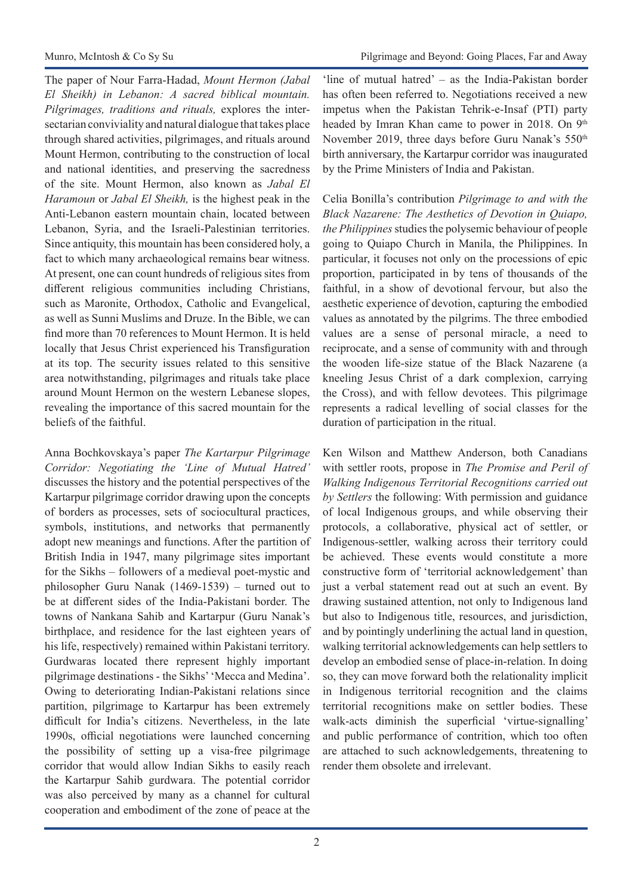The paper of Nour Farra-Hadad, *Mount Hermon (Jabal El Sheikh) in Lebanon: A sacred biblical mountain. Pilgrimages, traditions and rituals,* explores the inter-sectarian conviviality and natural dialogue that takes place through shared activities, pilgrimages, and rituals around Mount Hermon, contributing to the construction of local and national identities, and preserving the sacredness of the site. Mount Hermon, also known as *Jabal El Haramoun* or *Jabal El Sheikh,* is the highest peak in the Anti-Lebanon eastern mountain chain, located between Lebanon, Syria, and the Israeli-Palestinian territories. Since antiquity, this mountain has been considered holy, a fact to which many archaeological remains bear witness. At present, one can count hundreds of religious sites from different religious communities including Christians, such as Maronite, Orthodox, Catholic and Evangelical, as well as Sunni Muslims and Druze. In the Bible, we can find more than 70 references to Mount Hermon. It is held locally that Jesus Christ experienced his Transfiguration at its top. The security issues related to this sensitive area notwithstanding, pilgrimages and rituals take place around Mount Hermon on the western Lebanese slopes, revealing the importance of this sacred mountain for the beliefs of the faithful.

Anna Bochkovskaya's paper *The Kartarpur Pilgrimage Corridor: Negotiating the 'Line of Mutual Hatred'* discusses the history and the potential perspectives of the Kartarpur pilgrimage corridor drawing upon the concepts of borders as processes, sets of sociocultural practices, symbols, institutions, and networks that permanently adopt new meanings and functions. After the partition of British India in 1947, many pilgrimage sites important for the Sikhs – followers of a medieval poet-mystic and philosopher Guru Nanak (1469-1539) – turned out to be at different sides of the India-Pakistani border. The towns of Nankana Sahib and Kartarpur (Guru Nanak's birthplace, and residence for the last eighteen years of his life, respectively) remained within Pakistani territory. Gurdwaras located there represent highly important pilgrimage destinations - the Sikhs' 'Mecca and Medina'. Owing to deteriorating Indian-Pakistani relations since partition, pilgrimage to Kartarpur has been extremely difficult for India's citizens. Nevertheless, in the late 1990s, official negotiations were launched concerning the possibility of setting up a visa-free pilgrimage corridor that would allow Indian Sikhs to easily reach the Kartarpur Sahib gurdwara. The potential corridor was also perceived by many as a channel for cultural cooperation and embodiment of the zone of peace at the 'line of mutual hatred' – as the India-Pakistan border has often been referred to. Negotiations received a new impetus when the Pakistan Tehrik-e-Insaf (PTI) party headed by Imran Khan came to power in 2018. On 9th November 2019, three days before Guru Nanak's 550th birth anniversary, the Kartarpur corridor was inaugurated by the Prime Ministers of India and Pakistan.

Celia Bonilla's contribution *Pilgrimage to and with the Black Nazarene: The Aesthetics of Devotion in Quiapo, the Philippines* studies the polysemic behaviour of people going to Quiapo Church in Manila, the Philippines. In particular, it focuses not only on the processions of epic proportion, participated in by tens of thousands of the faithful, in a show of devotional fervour, but also the aesthetic experience of devotion, capturing the embodied values as annotated by the pilgrims. The three embodied values are a sense of personal miracle, a need to reciprocate, and a sense of community with and through the wooden life-size statue of the Black Nazarene (a kneeling Jesus Christ of a dark complexion, carrying the Cross), and with fellow devotees. This pilgrimage represents a radical levelling of social classes for the duration of participation in the ritual.

Ken Wilson and Matthew Anderson, both Canadians with settler roots, propose in *The Promise and Peril of Walking Indigenous Territorial Recognitions carried out by Settlers* the following: With permission and guidance of local Indigenous groups, and while observing their protocols, a collaborative, physical act of settler, or Indigenous-settler, walking across their territory could be achieved. These events would constitute a more constructive form of 'territorial acknowledgement' than just a verbal statement read out at such an event. By drawing sustained attention, not only to Indigenous land but also to Indigenous title, resources, and jurisdiction, and by pointingly underlining the actual land in question, walking territorial acknowledgements can help settlers to develop an embodied sense of place-in-relation. In doing so, they can move forward both the relationality implicit in Indigenous territorial recognition and the claims territorial recognitions make on settler bodies. These walk-acts diminish the superficial 'virtue-signalling' and public performance of contrition, which too often are attached to such acknowledgements, threatening to render them obsolete and irrelevant.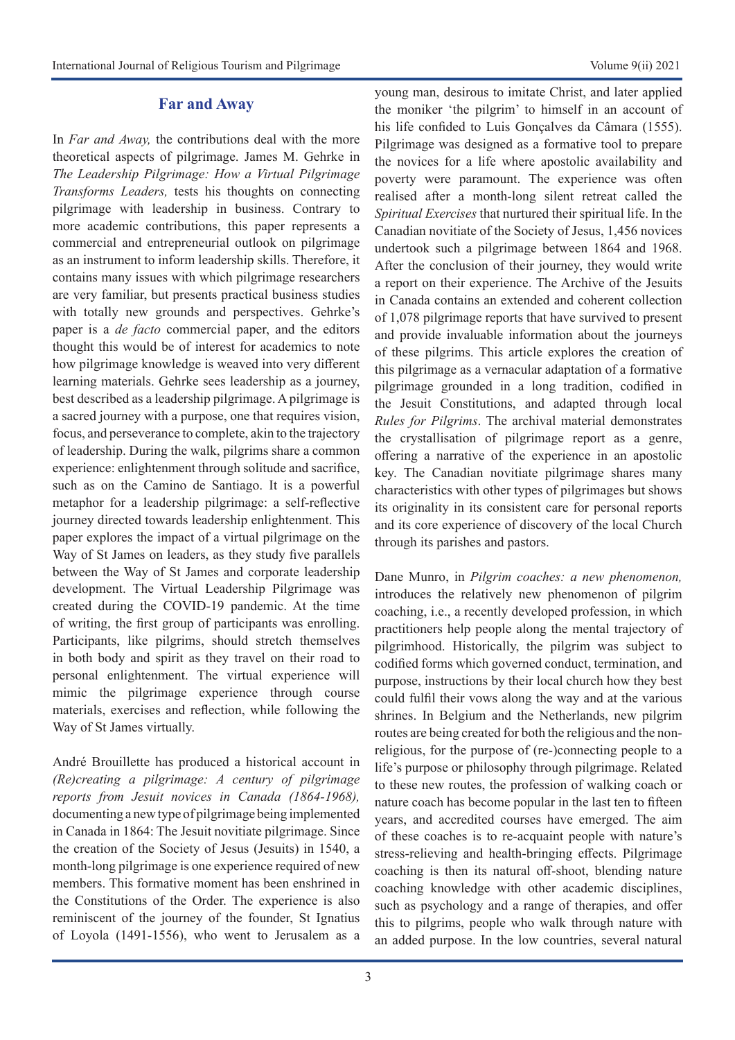## Far and Away

In *Far and Away,* the contributions deal with the more theoretical aspects of pilgrimage. James M. Gehrke in *The Leadership Pilgrimage: How a Virtual Pilgrimage Transforms Leaders,* tests his thoughts on connecting pilgrimage with leadership in business. Contrary to more academic contributions, this paper represents a commercial and entrepreneurial outlook on pilgrimage as an instrument to inform leadership skills. Therefore, it contains many issues with which pilgrimage researchers are very familiar, but presents practical business studies with totally new grounds and perspectives. Gehrke's paper is a *de facto* commercial paper, and the editors thought this would be of interest for academics to note how pilgrimage knowledge is weaved into very different learning materials. Gehrke sees leadership as a journey, best described as a leadership pilgrimage. A pilgrimage is a sacred journey with a purpose, one that requires vision, focus, and perseverance to complete, akin to the trajectory of leadership. During the walk, pilgrims share a common experience: enlightenment through solitude and sacrifice, such as on the Camino de Santiago. It is a powerful metaphor for a leadership pilgrimage: a self-reflective journey directed towards leadership enlightenment. This paper explores the impact of a virtual pilgrimage on the Way of St James on leaders, as they study five parallels between the Way of St James and corporate leadership development. The Virtual Leadership Pilgrimage was created during the COVID-19 pandemic. At the time of writing, the first group of participants was enrolling. Participants, like pilgrims, should stretch themselves in both body and spirit as they travel on their road to personal enlightenment. The virtual experience will mimic the pilgrimage experience through course materials, exercises and reflection, while following the Way of St James virtually.

André Brouillette has produced a historical account in *(Re)creating a pilgrimage: A century of pilgrimage reports from Jesuit novices in Canada (1864-1968),* documenting a new type of pilgrimage being implemented in Canada in 1864: The Jesuit novitiate pilgrimage. Since the creation of the Society of Jesus (Jesuits) in 1540, a month-long pilgrimage is one experience required of new members. This formative moment has been enshrined in the Constitutions of the Order. The experience is also reminiscent of the journey of the founder, St Ignatius of Loyola (1491-1556), who went to Jerusalem as a young man, desirous to imitate Christ, and later applied the moniker 'the pilgrim' to himself in an account of his life confided to Luis Gonçalves da Câmara (1555). Pilgrimage was designed as a formative tool to prepare the novices for a life where apostolic availability and poverty were paramount. The experience was often realised after a month-long silent retreat called the *Spiritual Exercises* that nurtured their spiritual life. In the Canadian novitiate of the Society of Jesus, 1,456 novices undertook such a pilgrimage between 1864 and 1968. After the conclusion of their journey, they would write a report on their experience. The Archive of the Jesuits in Canada contains an extended and coherent collection of 1,078 pilgrimage reports that have survived to present and provide invaluable information about the journeys of these pilgrims. This article explores the creation of this pilgrimage as a vernacular adaptation of a formative pilgrimage grounded in a long tradition, codified in the Jesuit Constitutions, and adapted through local *Rules for Pilgrims*. The archival material demonstrates the crystallisation of pilgrimage report as a genre, offering a narrative of the experience in an apostolic key. The Canadian novitiate pilgrimage shares many characteristics with other types of pilgrimages but shows its originality in its consistent care for personal reports and its core experience of discovery of the local Church through its parishes and pastors.

Dane Munro, in *Pilgrim coaches: a new phenomenon,* introduces the relatively new phenomenon of pilgrim coaching, i.e., a recently developed profession, in which practitioners help people along the mental trajectory of pilgrimhood. Historically, the pilgrim was subject to codified forms which governed conduct, termination, and purpose, instructions by their local church how they best could fulfil their vows along the way and at the various shrines. In Belgium and the Netherlands, new pilgrim routes are being created for both the religious and the non-religious, for the purpose of (re-)connecting people to a life's purpose or philosophy through pilgrimage. Related to these new routes, the profession of walking coach or nature coach has become popular in the last ten to fifteen years, and accredited courses have emerged. The aim of these coaches is to re-acquaint people with nature's stress-relieving and health-bringing effects. Pilgrimage coaching is then its natural off-shoot, blending nature coaching knowledge with other academic disciplines, such as psychology and a range of therapies, and offer this to pilgrims, people who walk through nature with an added purpose. In the low countries, several natural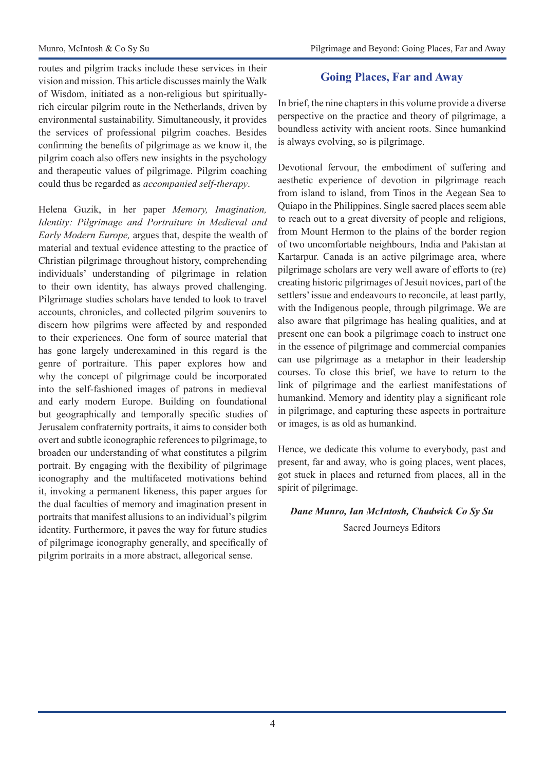routes and pilgrim tracks include these services in their vision and mission. This article discusses mainly the Walk of Wisdom, initiated as a non-religious but spiritually-rich circular pilgrim route in the Netherlands, driven by environmental sustainability. Simultaneously, it provides the services of professional pilgrim coaches. Besides confirming the benefits of pilgrimage as we know it, the pilgrim coach also offers new insights in the psychology and therapeutic values of pilgrimage. Pilgrim coaching could thus be regarded as *accompanied self-therapy*.

Helena Guzik, in her paper *Memory, Imagination, Identity: Pilgrimage and Portraiture in Medieval and Early Modern Europe,* argues that, despite the wealth of material and textual evidence attesting to the practice of Christian pilgrimage throughout history, comprehending individuals' understanding of pilgrimage in relation to their own identity, has always proved challenging. Pilgrimage studies scholars have tended to look to travel accounts, chronicles, and collected pilgrim souvenirs to discern how pilgrims were affected by and responded to their experiences. One form of source material that has gone largely underexamined in this regard is the genre of portraiture. This paper explores how and why the concept of pilgrimage could be incorporated into the self-fashioned images of patrons in medieval and early modern Europe. Building on foundational but geographically and temporally specific studies of Jerusalem confraternity portraits, it aims to consider both overt and subtle iconographic references to pilgrimage, to broaden our understanding of what constitutes a pilgrim portrait. By engaging with the flexibility of pilgrimage iconography and the multifaceted motivations behind it, invoking a permanent likeness, this paper argues for the dual faculties of memory and imagination present in portraits that manifest allusions to an individual's pilgrim identity. Furthermore, it paves the way for future studies of pilgrimage iconography generally, and specifically of pilgrim portraits in a more abstract, allegorical sense.

## Going Places, Far and Away

In brief, the nine chapters in this volume provide a diverse perspective on the practice and theory of pilgrimage, a boundless activity with ancient roots. Since humankind is always evolving, so is pilgrimage.

Devotional fervour, the embodiment of suffering and aesthetic experience of devotion in pilgrimage reach from island to island, from Tinos in the Aegean Sea to Quiapo in the Philippines. Single sacred places seem able to reach out to a great diversity of people and religions, from Mount Hermon to the plains of the border region of two uncomfortable neighbours, India and Pakistan at Kartarpur. Canada is an active pilgrimage area, where pilgrimage scholars are very well aware of efforts to (re) creating historic pilgrimages of Jesuit novices, part of the settlers' issue and endeavours to reconcile, at least partly, with the Indigenous people, through pilgrimage. We are also aware that pilgrimage has healing qualities, and at present one can book a pilgrimage coach to instruct one in the essence of pilgrimage and commercial companies can use pilgrimage as a metaphor in their leadership courses. To close this brief, we have to return to the link of pilgrimage and the earliest manifestations of humankind. Memory and identity play a significant role in pilgrimage, and capturing these aspects in portraiture or images, is as old as humankind.

Hence, we dedicate this volume to everybody, past and present, far and away, who is going places, went places, got stuck in places and returned from places, all in the spirit of pilgrimage.

***Dane Munro, Ian McIntosh, Chadwick Co Sy Su***

Sacred Journeys Editors